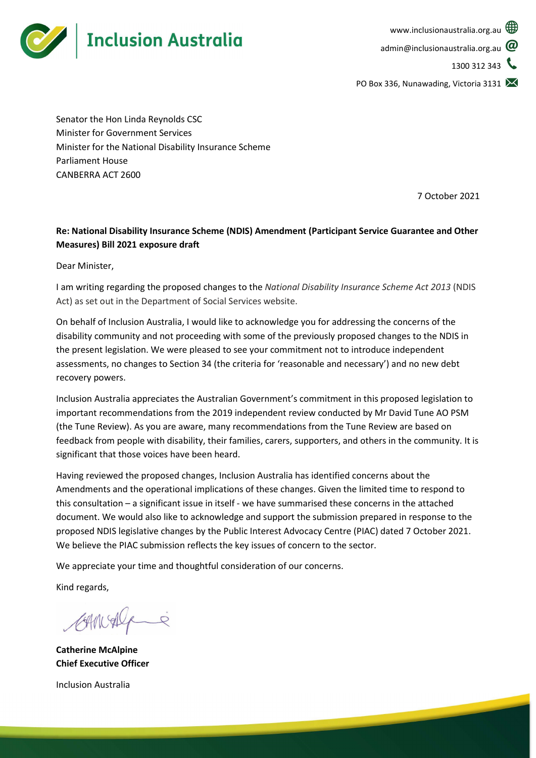Inclusion Australia

www.inclusionaustralia.org.au
admin@inclusionaustralia.org.au
1300 312 343
PO Box 336, Nunawading, Victoria 3131

Senator the Hon Linda Reynolds CSC
Minister for Government Services
Minister for the National Disability Insurance Scheme
Parliament House
CANBERRA ACT 2600

7 October 2021

**Re: National Disability Insurance Scheme (NDIS) Amendment (Participant Service Guarantee and Other Measures) Bill 2021 exposure draft**

Dear Minister,

I am writing regarding the proposed changes to the *National Disability Insurance Scheme Act 2013* (NDIS Act) as set out in the Department of Social Services website.

On behalf of Inclusion Australia, I would like to acknowledge you for addressing the concerns of the disability community and not proceeding with some of the previously proposed changes to the NDIS in the present legislation. We were pleased to see your commitment not to introduce independent assessments, no changes to Section 34 (the criteria for 'reasonable and necessary') and no new debt recovery powers.

Inclusion Australia appreciates the Australian Government's commitment in this proposed legislation to important recommendations from the 2019 independent review conducted by Mr David Tune AO PSM (the Tune Review). As you are aware, many recommendations from the Tune Review are based on feedback from people with disability, their families, carers, supporters, and others in the community. It is significant that those voices have been heard.

Having reviewed the proposed changes, Inclusion Australia has identified concerns about the Amendments and the operational implications of these changes. Given the limited time to respond to this consultation – a significant issue in itself - we have summarised these concerns in the attached document. We would also like to acknowledge and support the submission prepared in response to the proposed NDIS legislative changes by the Public Interest Advocacy Centre (PIAC) dated 7 October 2021. We believe the PIAC submission reflects the key issues of concern to the sector.

We appreciate your time and thoughtful consideration of our concerns.

Kind regards,

**Catherine McAlpine**
**Chief Executive Officer**

Inclusion Australia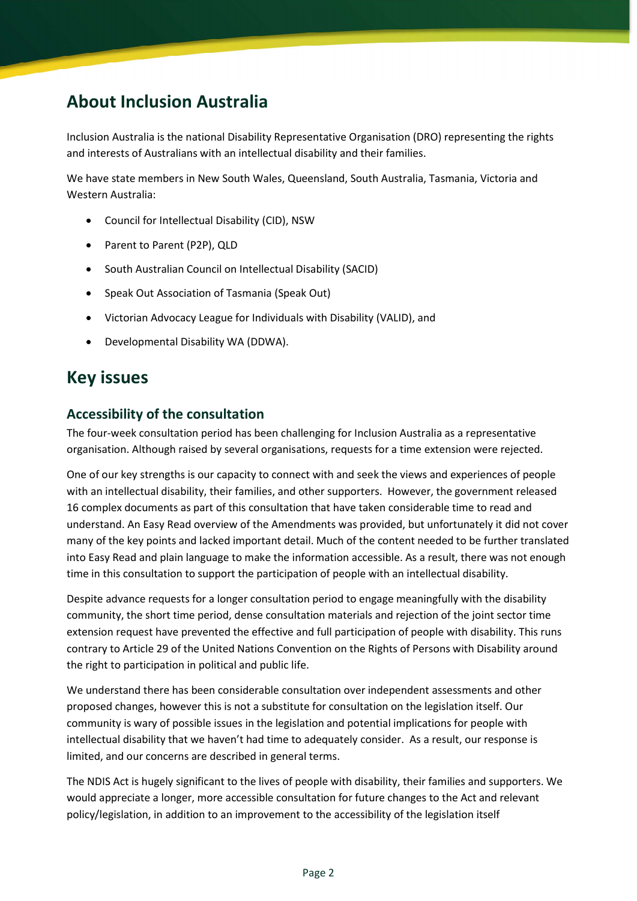## About Inclusion Australia

Inclusion Australia is the national Disability Representative Organisation (DRO) representing the rights and interests of Australians with an intellectual disability and their families.

We have state members in New South Wales, Queensland, South Australia, Tasmania, Victoria and Western Australia:

- Council for Intellectual Disability (CID), NSW
- Parent to Parent (P2P), QLD
- South Australian Council on Intellectual Disability (SACID)
- Speak Out Association of Tasmania (Speak Out)
- Victorian Advocacy League for Individuals with Disability (VALID), and
- Developmental Disability WA (DDWA).

## Key issues

### Accessibility of the consultation

The four-week consultation period has been challenging for Inclusion Australia as a representative organisation. Although raised by several organisations, requests for a time extension were rejected.

One of our key strengths is our capacity to connect with and seek the views and experiences of people with an intellectual disability, their families, and other supporters. However, the government released 16 complex documents as part of this consultation that have taken considerable time to read and understand. An Easy Read overview of the Amendments was provided, but unfortunately it did not cover many of the key points and lacked important detail. Much of the content needed to be further translated into Easy Read and plain language to make the information accessible. As a result, there was not enough time in this consultation to support the participation of people with an intellectual disability.

Despite advance requests for a longer consultation period to engage meaningfully with the disability community, the short time period, dense consultation materials and rejection of the joint sector time extension request have prevented the effective and full participation of people with disability. This runs contrary to Article 29 of the United Nations Convention on the Rights of Persons with Disability around the right to participation in political and public life.

We understand there has been considerable consultation over independent assessments and other proposed changes, however this is not a substitute for consultation on the legislation itself. Our community is wary of possible issues in the legislation and potential implications for people with intellectual disability that we haven't had time to adequately consider. As a result, our response is limited, and our concerns are described in general terms.

The NDIS Act is hugely significant to the lives of people with disability, their families and supporters. We would appreciate a longer, more accessible consultation for future changes to the Act and relevant policy/legislation, in addition to an improvement to the accessibility of the legislation itself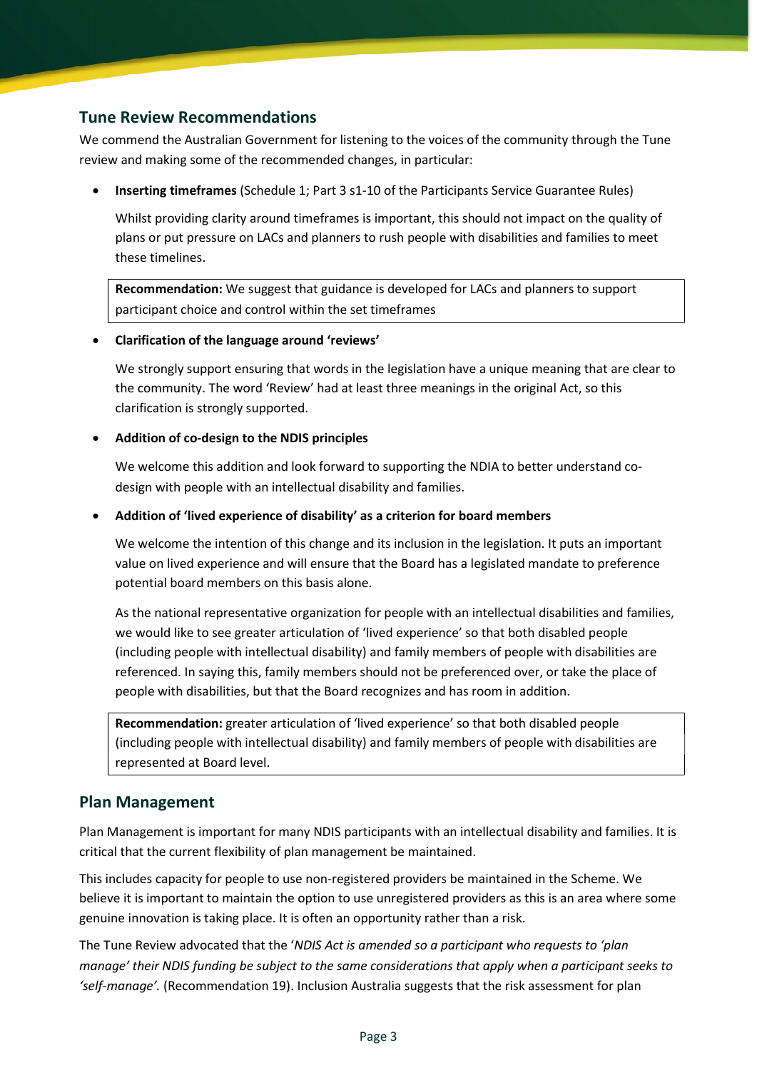## Tune Review Recommendations

We commend the Australian Government for listening to the voices of the community through the Tune review and making some of the recommended changes, in particular:

- **Inserting timeframes** (Schedule 1; Part 3 s1-10 of the Participants Service Guarantee Rules)

  Whilst providing clarity around timeframes is important, this should not impact on the quality of plans or put pressure on LACs and planners to rush people with disabilities and families to meet these timelines.

  **Recommendation:** We suggest that guidance is developed for LACs and planners to support participant choice and control within the set timeframes

- **Clarification of the language around 'reviews'**

  We strongly support ensuring that words in the legislation have a unique meaning that are clear to the community. The word 'Review' had at least three meanings in the original Act, so this clarification is strongly supported.

- **Addition of co-design to the NDIS principles**

  We welcome this addition and look forward to supporting the NDIA to better understand co-design with people with an intellectual disability and families.

- **Addition of 'lived experience of disability' as a criterion for board members**

  We welcome the intention of this change and its inclusion in the legislation. It puts an important value on lived experience and will ensure that the Board has a legislated mandate to preference potential board members on this basis alone.

  As the national representative organization for people with an intellectual disabilities and families, we would like to see greater articulation of 'lived experience' so that both disabled people (including people with intellectual disability) and family members of people with disabilities are referenced. In saying this, family members should not be preferenced over, or take the place of people with disabilities, but that the Board recognizes and has room in addition.

  **Recommendation:** greater articulation of 'lived experience' so that both disabled people (including people with intellectual disability) and family members of people with disabilities are represented at Board level.

## Plan Management

Plan Management is important for many NDIS participants with an intellectual disability and families. It is critical that the current flexibility of plan management be maintained.

This includes capacity for people to use non-registered providers be maintained in the Scheme. We believe it is important to maintain the option to use unregistered providers as this is an area where some genuine innovation is taking place. It is often an opportunity rather than a risk.

The Tune Review advocated that the '*NDIS Act is amended so a participant who requests to 'plan manage' their NDIS funding be subject to the same considerations that apply when a participant seeks to 'self-manage'.* (Recommendation 19). Inclusion Australia suggests that the risk assessment for plan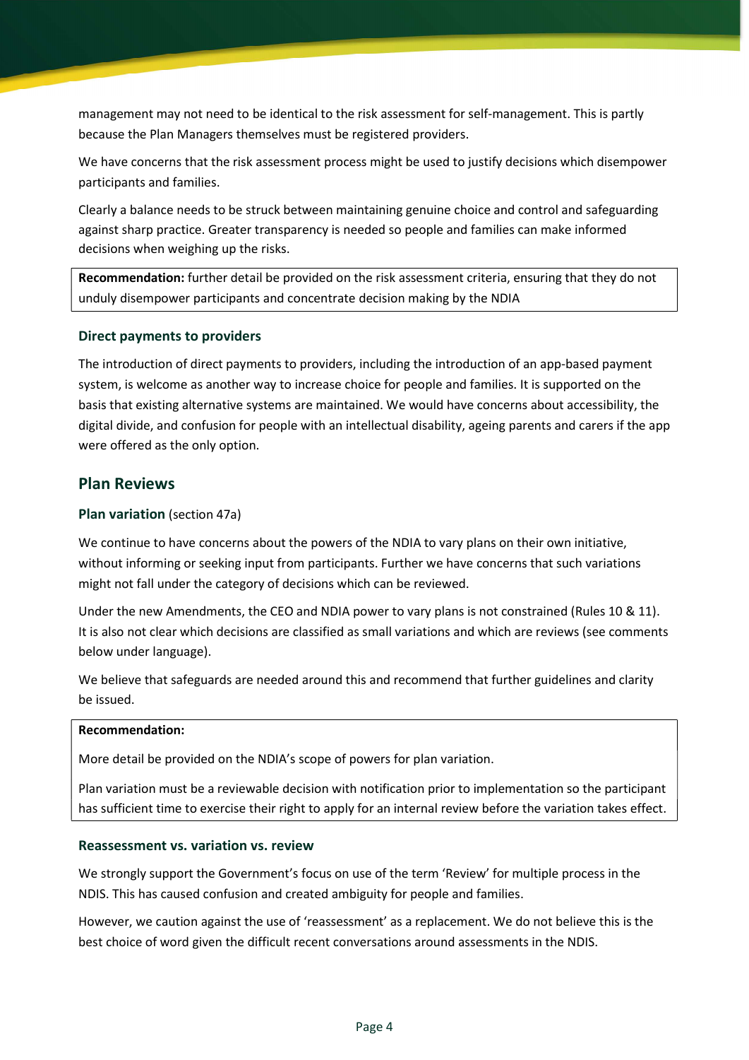management may not need to be identical to the risk assessment for self-management. This is partly because the Plan Managers themselves must be registered providers.

We have concerns that the risk assessment process might be used to justify decisions which disempower participants and families.

Clearly a balance needs to be struck between maintaining genuine choice and control and safeguarding against sharp practice. Greater transparency is needed so people and families can make informed decisions when weighing up the risks.

> **Recommendation:** further detail be provided on the risk assessment criteria, ensuring that they do not unduly disempower participants and concentrate decision making by the NDIA

### Direct payments to providers

The introduction of direct payments to providers, including the introduction of an app-based payment system, is welcome as another way to increase choice for people and families. It is supported on the basis that existing alternative systems are maintained. We would have concerns about accessibility, the digital divide, and confusion for people with an intellectual disability, ageing parents and carers if the app were offered as the only option.

## Plan Reviews

### Plan variation (section 47a)

We continue to have concerns about the powers of the NDIA to vary plans on their own initiative, without informing or seeking input from participants. Further we have concerns that such variations might not fall under the category of decisions which can be reviewed.

Under the new Amendments, the CEO and NDIA power to vary plans is not constrained (Rules 10 & 11). It is also not clear which decisions are classified as small variations and which are reviews (see comments below under language).

We believe that safeguards are needed around this and recommend that further guidelines and clarity be issued.

> **Recommendation:**
>
> More detail be provided on the NDIA's scope of powers for plan variation.
>
> Plan variation must be a reviewable decision with notification prior to implementation so the participant has sufficient time to exercise their right to apply for an internal review before the variation takes effect.

### Reassessment vs. variation vs. review

We strongly support the Government's focus on use of the term 'Review' for multiple process in the NDIS. This has caused confusion and created ambiguity for people and families.

However, we caution against the use of 'reassessment' as a replacement. We do not believe this is the best choice of word given the difficult recent conversations around assessments in the NDIS.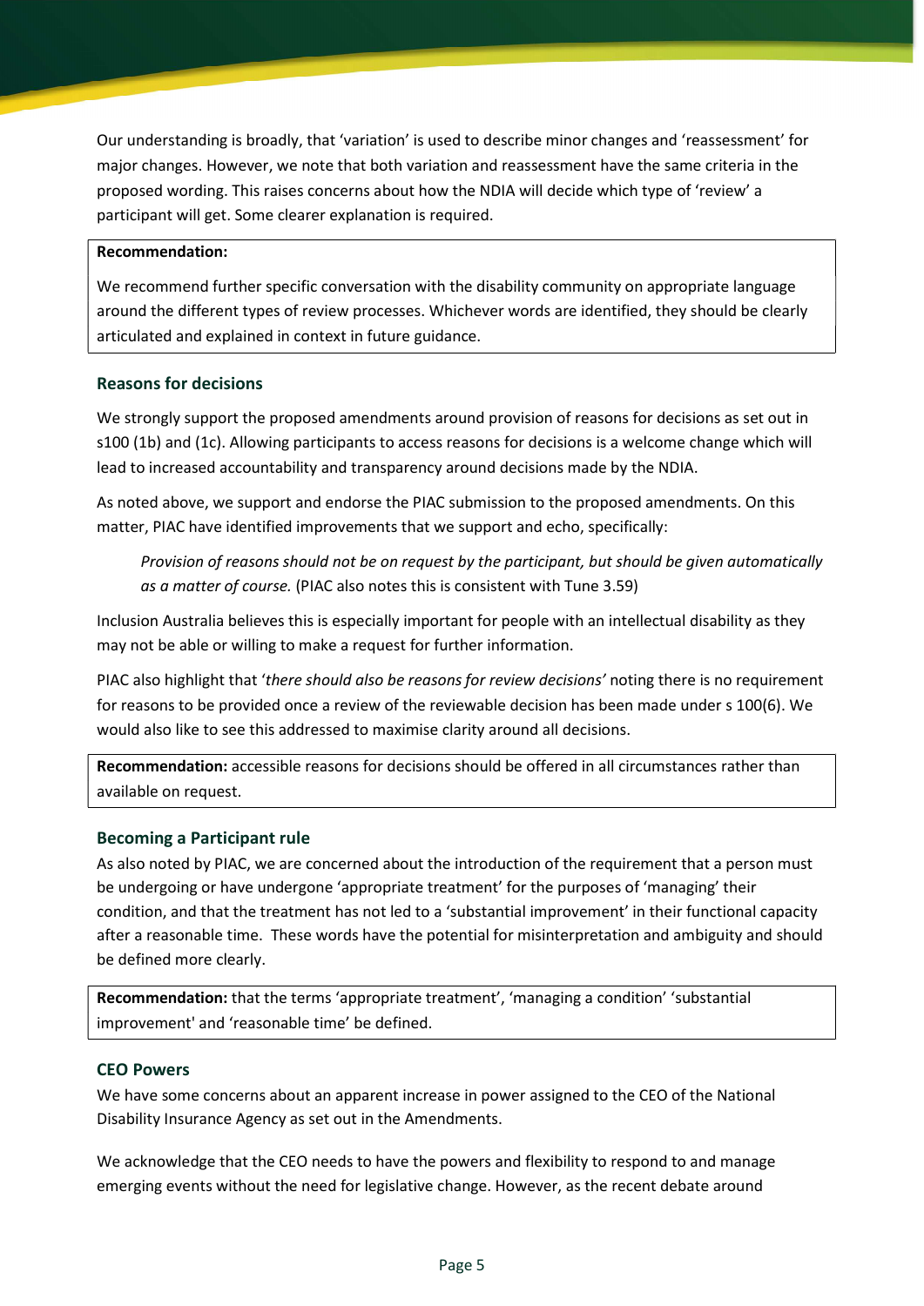Our understanding is broadly, that 'variation' is used to describe minor changes and 'reassessment' for major changes. However, we note that both variation and reassessment have the same criteria in the proposed wording. This raises concerns about how the NDIA will decide which type of 'review' a participant will get. Some clearer explanation is required.

> **Recommendation:**
>
> We recommend further specific conversation with the disability community on appropriate language around the different types of review processes. Whichever words are identified, they should be clearly articulated and explained in context in future guidance.

### Reasons for decisions

We strongly support the proposed amendments around provision of reasons for decisions as set out in s100 (1b) and (1c). Allowing participants to access reasons for decisions is a welcome change which will lead to increased accountability and transparency around decisions made by the NDIA.

As noted above, we support and endorse the PIAC submission to the proposed amendments. On this matter, PIAC have identified improvements that we support and echo, specifically:

> *Provision of reasons should not be on request by the participant, but should be given automatically as a matter of course.* (PIAC also notes this is consistent with Tune 3.59)

Inclusion Australia believes this is especially important for people with an intellectual disability as they may not be able or willing to make a request for further information.

PIAC also highlight that '*there should also be reasons for review decisions'* noting there is no requirement for reasons to be provided once a review of the reviewable decision has been made under s 100(6). We would also like to see this addressed to maximise clarity around all decisions.

> **Recommendation:** accessible reasons for decisions should be offered in all circumstances rather than available on request.

### Becoming a Participant rule

As also noted by PIAC, we are concerned about the introduction of the requirement that a person must be undergoing or have undergone 'appropriate treatment' for the purposes of 'managing' their condition, and that the treatment has not led to a 'substantial improvement' in their functional capacity after a reasonable time. These words have the potential for misinterpretation and ambiguity and should be defined more clearly.

> **Recommendation:** that the terms 'appropriate treatment', 'managing a condition' 'substantial improvement' and 'reasonable time' be defined.

### CEO Powers

We have some concerns about an apparent increase in power assigned to the CEO of the National Disability Insurance Agency as set out in the Amendments.

We acknowledge that the CEO needs to have the powers and flexibility to respond to and manage emerging events without the need for legislative change. However, as the recent debate around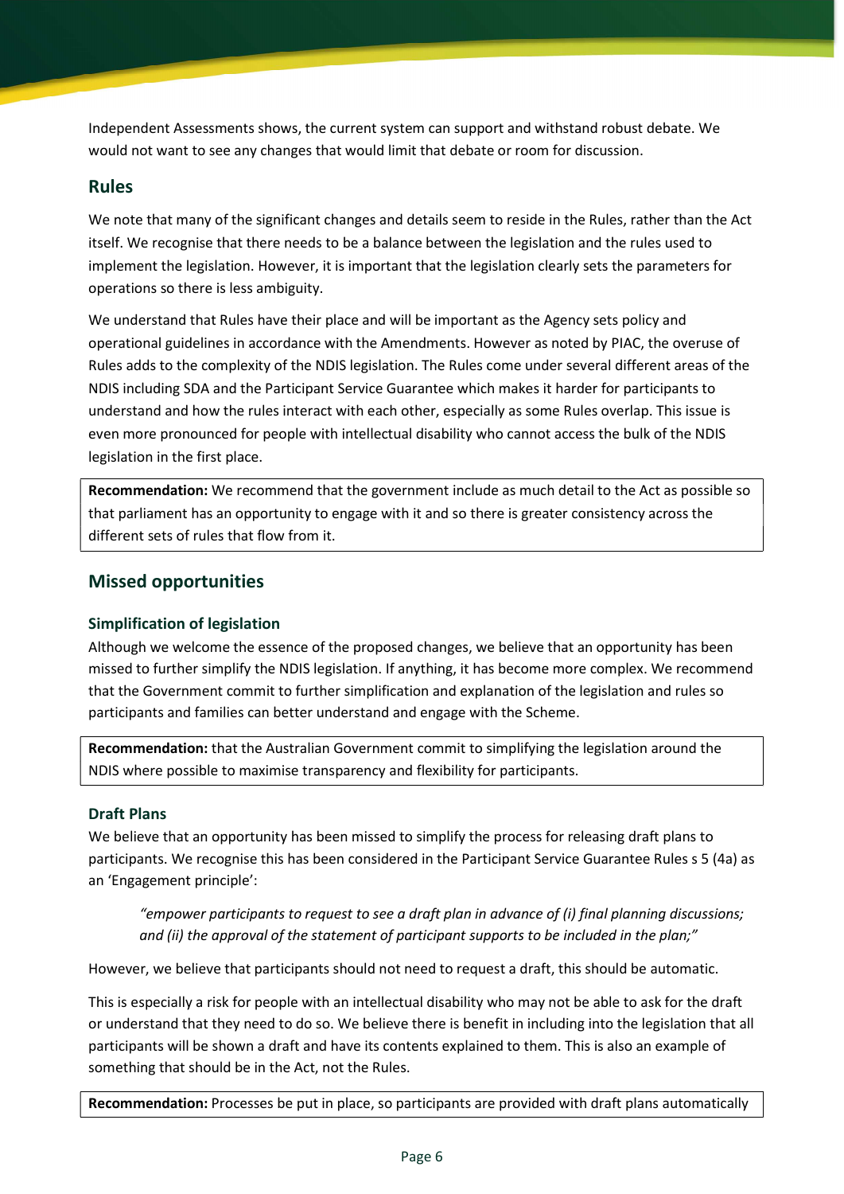Independent Assessments shows, the current system can support and withstand robust debate. We would not want to see any changes that would limit that debate or room for discussion.

## Rules

We note that many of the significant changes and details seem to reside in the Rules, rather than the Act itself. We recognise that there needs to be a balance between the legislation and the rules used to implement the legislation. However, it is important that the legislation clearly sets the parameters for operations so there is less ambiguity.

We understand that Rules have their place and will be important as the Agency sets policy and operational guidelines in accordance with the Amendments. However as noted by PIAC, the overuse of Rules adds to the complexity of the NDIS legislation. The Rules come under several different areas of the NDIS including SDA and the Participant Service Guarantee which makes it harder for participants to understand and how the rules interact with each other, especially as some Rules overlap. This issue is even more pronounced for people with intellectual disability who cannot access the bulk of the NDIS legislation in the first place.

**Recommendation:** We recommend that the government include as much detail to the Act as possible so that parliament has an opportunity to engage with it and so there is greater consistency across the different sets of rules that flow from it.

## Missed opportunities

### Simplification of legislation

Although we welcome the essence of the proposed changes, we believe that an opportunity has been missed to further simplify the NDIS legislation. If anything, it has become more complex. We recommend that the Government commit to further simplification and explanation of the legislation and rules so participants and families can better understand and engage with the Scheme.

**Recommendation:** that the Australian Government commit to simplifying the legislation around the NDIS where possible to maximise transparency and flexibility for participants.

### Draft Plans

We believe that an opportunity has been missed to simplify the process for releasing draft plans to participants. We recognise this has been considered in the Participant Service Guarantee Rules s 5 (4a) as an 'Engagement principle':

> *"empower participants to request to see a draft plan in advance of (i) final planning discussions; and (ii) the approval of the statement of participant supports to be included in the plan;"*

However, we believe that participants should not need to request a draft, this should be automatic.

This is especially a risk for people with an intellectual disability who may not be able to ask for the draft or understand that they need to do so. We believe there is benefit in including into the legislation that all participants will be shown a draft and have its contents explained to them. This is also an example of something that should be in the Act, not the Rules.

**Recommendation:** Processes be put in place, so participants are provided with draft plans automatically